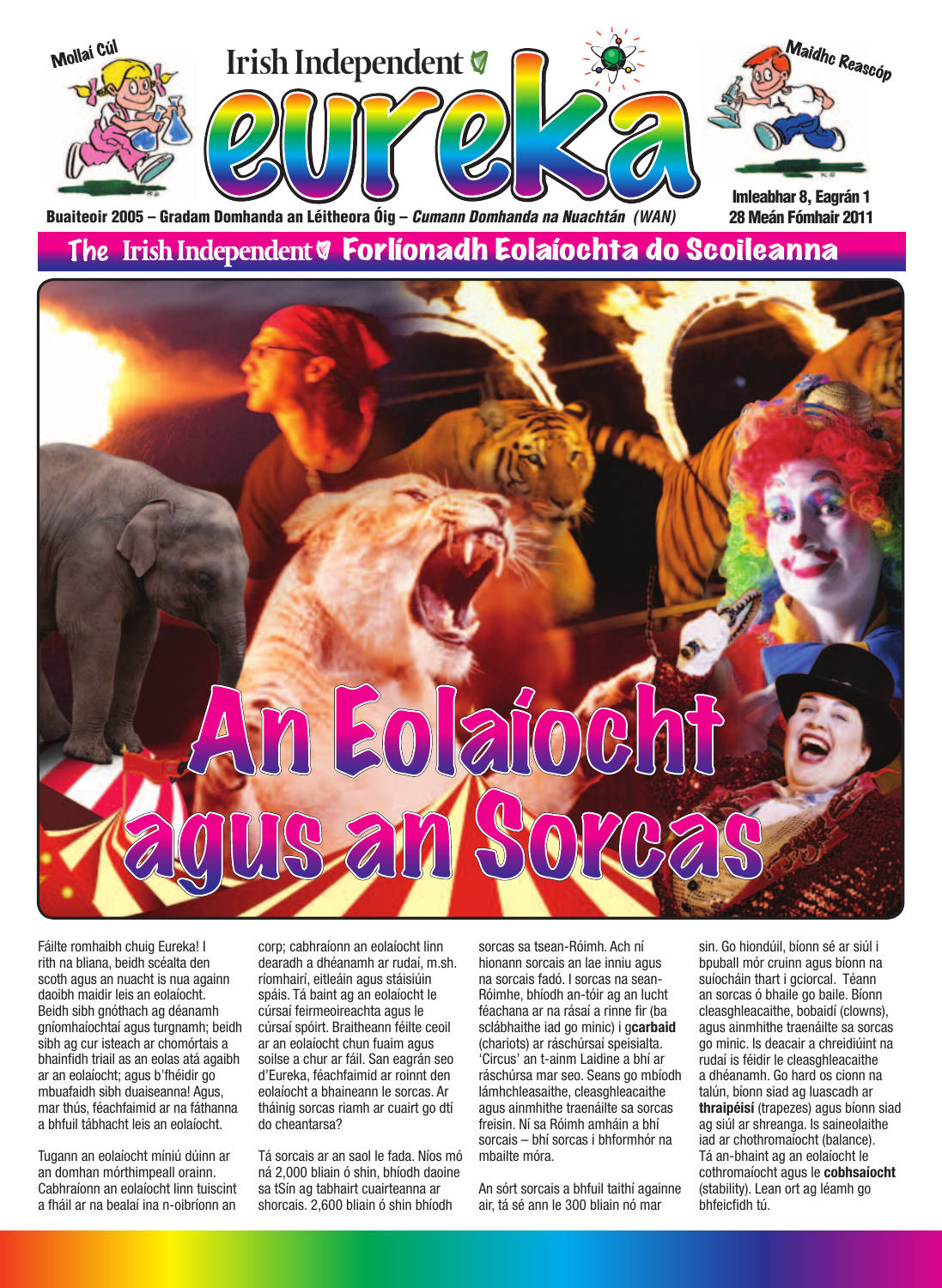Mollaí Cúl

Irish Independent

# eureka

Maidhc Reascóp

Buaiteoir 2005 – Gradam Domhanda an Léitheora Óig – *Cumann Domhanda na Nuachtán (WAN)*

Imleabhar 8, Eagrán 1
28 Meán Fómhair 2011

## The Irish Independent Forlíonadh Eolaíochta do Scoileanna

# An Eolaíocht agus an Sorcas

Fáilte romhaibh chuig Eureka! I rith na bliana, beidh scéalta den scoth agus an nuacht is nua againn daoibh maidir leis an eolaíocht. Beidh sibh gnóthach ag déanamh gníomhaíochtaí agus turgnamh; beidh sibh ag cur isteach ar chomórtais a bhainfidh triail as an eolas atá agaibh ar an eolaíocht; agus b'fhéidir go mbuafaidh sibh duaiseanna! Agus, mar thús, féachfaimid ar na fáthanna a bhfuil tábhacht leis an eolaíocht.

Tugann an eolaíocht míniú dúinn ar an domhan mórthimpeall orainn. Cabhraíonn an eolaíocht linn tuiscint a fháil ar na bealaí ina n-oibríonn an corp; cabhraíonn an eolaíocht linn dearadh a dhéanamh ar rudaí, m.sh. ríomhairí, eitleáin agus stáisiúin spáis. Tá baint ag an eolaíocht le cúrsaí feirmeoireachta agus le cúrsaí spóirt. Braitheann féilte ceoil ar an eolaíocht chun fuaim agus soilse a chur ar fáil. San eagrán seo d'Eureka, féachfaimid ar roinnt den eolaíocht a bhaineann le sorcas. Ar tháinig sorcas riamh ar cuairt go dtí do cheantarsa?

Tá sorcais ar an saol le fada. Níos mó ná 2,000 bliain ó shin, bhíodh daoine sa tSín ag tabhairt cuairteanna ar shorcais. 2,600 bliain ó shin bhíodh sorcas sa tsean-Róimh. Ach ní hionann sorcais an lae inniu agus na sorcais fadó. I sorcas na sean-Róimhe, bhíodh an-tóir ag an lucht féachana ar na rásaí a rinne fir (ba sclábhaithe iad go minic) i g**carbaid** (chariots) ar ráschúrsaí speisialta. 'Circus' an t-ainm Laidine a bhí ar ráschúrsa mar seo. Seans go mbíodh lámhchleasaithe, cleasghleacaithe agus ainmhithe traenáilte sa sorcas freisin. Ní sa Róimh amháin a bhí sorcais – bhí sorcas i bhformhór na mbailte móra.

An sórt sorcais a bhfuil taithí againne air, tá sé ann le 300 bliain nó mar sin. Go hiondúil, bíonn sé ar siúl i bpuball mór cruinn agus bíonn na suíocháin thart i gciorcal. Téann an sorcas ó bhaile go baile. Bíonn cleasghleacaithe, bobaidí (clowns), agus ainmhithe traenáilte sa sorcas go minic. Is deacair a chreidiúint na rudaí is féidir le cleasghleacaithe a dhéanamh. Go hard os cionn na talún, bíonn siad ag luascadh ar **thraipéisí** (trapezes) agus bíonn siad ag siúl ar shreanga. Is saineolaithe iad ar chothromaíocht (balance). Tá an-bhaint ag an eolaíocht le cothromaíocht agus le **cobhsaíocht** (stability). Lean ort ag léamh go bhfeicfidh tú.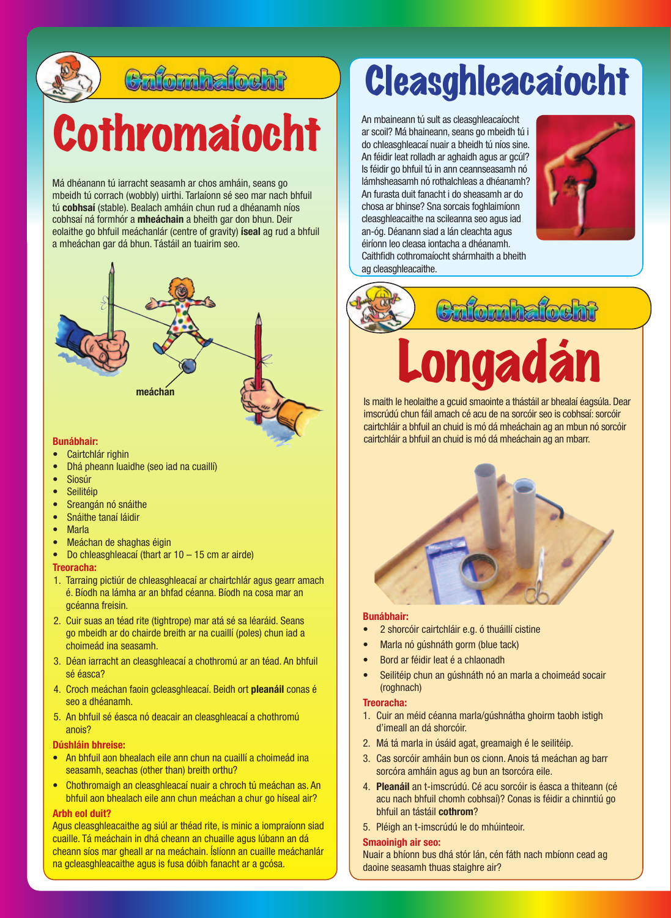## Gníomhaíocht

# Cothromaíocht

Má dhéanann tú iarracht seasamh ar chos amháin, seans go mbeidh tú corrach (wobbly) uirthi. Tarlaíonn sé seo mar nach bhfuil tú **cobhsaí** (stable). Bealach amháin chun rud a dhéanamh níos cobhsaí ná formhór a **mheáchain** a bheith gar don bhun. Deir eolaithe go bhfuil meáchanlár (centre of gravity) **íseal** ag rud a bhfuil a mheáchan gar dá bhun. Tástáil an tuairim seo.

meáchan

**Bunábhair:**

- Cairtchlár righin
- Dhá pheann luaidhe (seo iad na cuaillí)
- Siosúr
- Seilitéip
- Sreangán nó snáithe
- Snáithe tanaí láidir
- Marla
- Meáchan de shaghas éigin
- Do chleasghleacaí (thart ar 10 – 15 cm ar airde)

**Treoracha:**

1. Tarraing pictiúr de chleasghleacaí ar chairtchlár agus gearr amach é. Bíodh na lámha ar an bhfad céanna. Bíodh na cosa mar an gcéanna freisin.
2. Cuir suas an téad rite (tightrope) mar atá sé sa léaráid. Seans go mbeidh ar do chairde breith ar na cuaillí (poles) chun iad a choimeád ina seasamh.
3. Déan iarracht an cleasghleacaí a chothromú ar an téad. An bhfuil sé éasca?
4. Croch meáchan faoin gcleasghleacaí. Beidh ort **pleanáil** conas é seo a dhéanamh.
5. An bhfuil sé éasca nó deacair an cleasghleacaí a chothromú anois?

**Dúshláin bhreise:**

- An bhfuil aon bhealach eile ann chun na cuaillí a choimeád ina seasamh, seachas (other than) breith orthu?
- Chothromaigh an cleasghleacaí nuair a chroch tú meáchan as. An bhfuil aon bhealach eile ann chun meáchan a chur go híseal air?

**Arbh eol duit?**

Agus cleasghleacaithe ag siúl ar théad rite, is minic a iompraíonn siad cuaille. Tá meáchain in dhá cheann an chuaille agus lúbann an dá cheann síos mar gheall ar na meáchain. Íslíonn an cuaille meáchanlár na gcleasghleacaithe agus is fusa dóibh fanacht ar a gcósa.

# Cleasghleacaíocht

An mbaineann tú sult as cleasghleacaíocht ar scoil? Má bhaineann, seans go mbeidh tú i do chleasghleacaí nuair a bheidh tú níos sine. An féidir leat rolladh ar aghaidh agus ar gcúl? Is féidir go bhfuil tú in ann ceannseasamh nó lámhsheasamh nó rothalchleas a dhéanamh? An furasta duit fanacht i do sheasamh ar do chosa ar bhinse? Sna sorcais foghlaimíonn cleasghleacaithe na scileanna seo agus iad an-óg. Déanann siad a lán cleachta agus éiríonn leo cleasa iontacha a dhéanamh. Caithfidh cothromaíocht shármhaith a bheith ag cleasghleacaithe.

## Gníomhaíocht

# Longadán

Is maith le heolaithe a gcuid smaointe a thástáil ar bhealaí éagsúla. Dear imscrúdú chun fáil amach cé acu de na sorcóir seo is cobhsaí: sorcóir cairtchláir a bhfuil an chuid is mó dá mheáchain ag an mbun nó sorcóir cairtchláir a bhfuil an chuid is mó dá mheáchain ag an mbarr.

**Bunábhair:**

- 2 shorcóir cairtchláir e.g. ó thuáillí cistine
- Marla nó gúshnáth gorm (blue tack)
- Bord ar féidir leat é a chlaonadh
- Seilitéip chun an gúshnáth nó an marla a choimeád socair (roghnach)

**Treoracha:**

1. Cuir an méid céanna marla/gúshnátha ghoirm taobh istigh d'imeall an dá shorcóir.
2. Má tá marla in úsáid agat, greamaigh é le seilitéip.
3. Cas sorcóir amháin bun os cionn. Anois tá meáchan ag barr sorcóra amháin agus ag bun an tsorcóra eile.
4. **Pleanáil** an t-imscrúdú. Cé acu sorcóir is éasca a thiteann (cé acu nach bhfuil chomh cobhsaí)? Conas is féidir a chinntiú go bhfuil an tástáil **cothrom**?
5. Pléigh an t-imscrúdú le do mhúinteoir.

**Smaoinigh air seo:**

Nuair a bhíonn bus dhá stór lán, cén fáth nach mbíonn cead ag daoine seasamh thuas staighre air?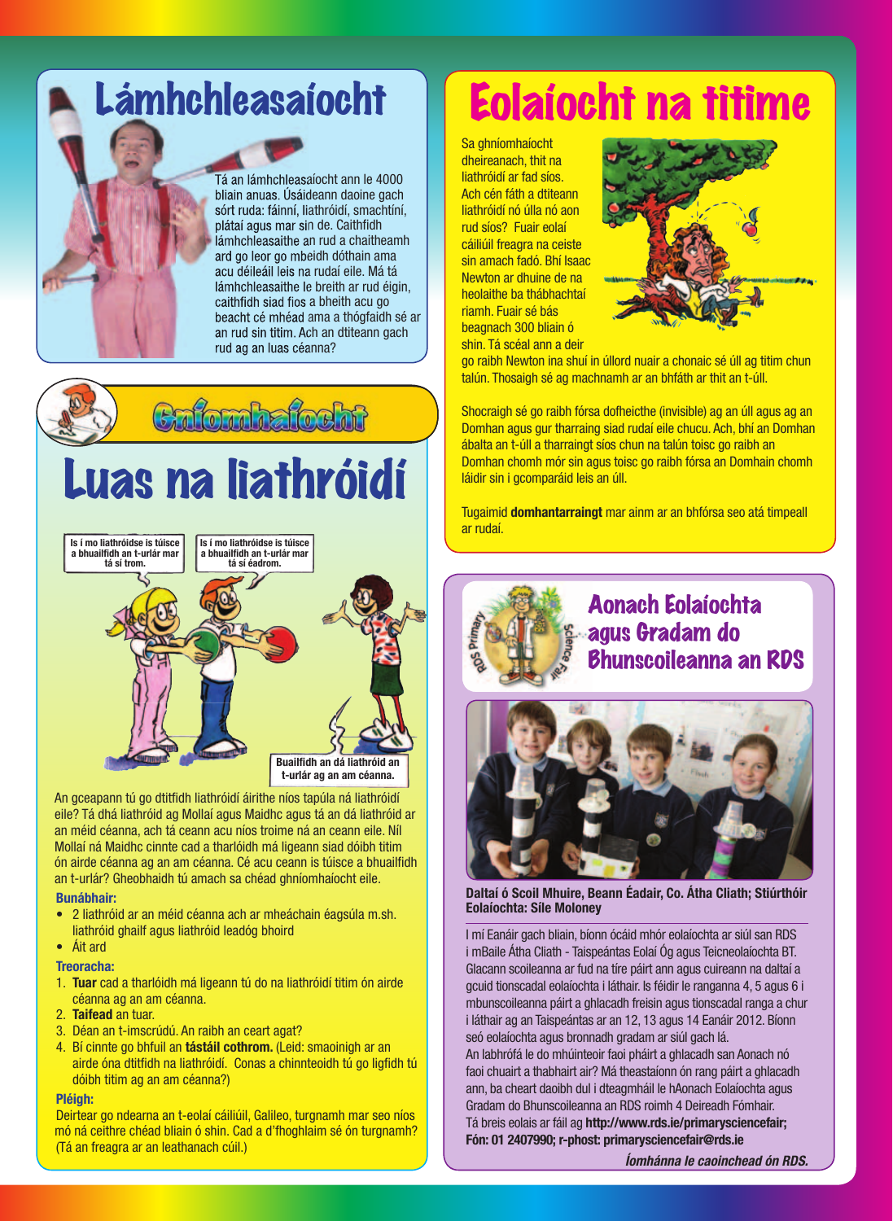# Lámhchleasaíocht

Tá an lámhchleasaíocht ann le 4000 bliain anuas. Úsáideann daoine gach sórt ruda: fáinní, liathróidí, smachtíní, plátaí agus mar sin de. Caithfidh lámhchleasaithe an rud a chaitheamh ard go leor go mbeidh dóthain ama acu déileáil leis na rudaí eile. Má tá lámhchleasaithe le breith ar rud éigin, caithfidh siad fios a bheith acu go beacht cé mhéad ama a thógfaidh sé ar an rud sin titim. Ach an dtiteann gach rud ag an luas céanna?

## Gníomhaíocht

# Luas na liathróidí

Is í mo liathróidse is túisce a bhuailfidh an t-urlár mar tá sí trom.

Is í mo liathróidse is túisce a bhuailfidh an t-urlár mar tá sí éadrom.

Buailfidh an dá liathróid an t-urlár ag an am céanna.

An gceapann tú go dtitfidh liathróidí áirithe níos tapúla ná liathróidí eile? Tá dhá liathróid ag Mollaí agus Maidhc agus tá an dá liathróid ar an méid céanna, ach tá ceann acu níos troime ná an ceann eile. Níl Mollaí ná Maidhc cinnte cad a tharlóidh má ligeann siad dóibh titim ón airde céanna ag an am céanna. Cé acu ceann is túisce a bhuailfidh an t-urlár? Gheobhaidh tú amach sa chéad ghníomhaíocht eile.

**Bunábhair:**

- 2 liathróid ar an méid céanna ach ar mheáchain éagsúla m.sh. liathróid ghailf agus liathróid leadóg bhoird
- Áit ard

**Treoracha:**

1. **Tuar** cad a tharlóidh má ligeann tú do na liathróidí titim ón airde céanna ag an am céanna.
2. **Taifead** an tuar.
3. Déan an t-imscrúdú. An raibh an ceart agat?
4. Bí cinnte go bhfuil an **tástáil cothrom.** (Leid: smaoinigh ar an airde óna dtitfidh na liathróidí. Conas a chinnteoidh tú go ligfidh tú dóibh titim ag an am céanna?)

**Pléigh:**

Deirtear go ndearna an t-eolaí cáiliúil, Galileo, turgnamh mar seo níos mó ná ceithre chéad bliain ó shin. Cad a d'fhoghlaim sé ón turgnamh? (Tá an freagra ar an leathanach cúil.)

# Eolaíocht na titime

Sa ghníomhaíocht dheireanach, thit na liathróidí ar fad síos. Ach cén fáth a dtiteann liathróidí nó úlla nó aon rud síos? Fuair eolaí cáiliúil freagra na ceiste sin amach fadó. Bhí Isaac Newton ar dhuine de na heolaithe ba thábhachtaí riamh. Fuair sé bás beagnach 300 bliain ó shin. Tá scéal ann a deir go raibh Newton ina shuí in úllord nuair a chonaic sé úll ag titim chun talún. Thosaigh sé ag machnamh ar an bhfáth ar thit an t-úll.

Shocraigh sé go raibh fórsa dofheicthe (invisible) ag an úll agus ag an Domhan agus gur tharraing siad rudaí eile chucu. Ach, bhí an Domhan ábalta an t-úll a tharraingt síos chun na talún toisc go raibh an Domhan chomh mór sin agus toisc go raibh fórsa an Domhain chomh láidir sin i gcomparáid leis an úll.

Tugaimid **domhantarraingt** mar ainm ar an bhfórsa seo atá timpeall ar rudaí.

# Aonach Eolaíochta agus Gradam do Bhunscoileanna an RDS

**Daltaí ó Scoil Mhuire, Beann Éadair, Co. Átha Cliath; Stiúrthóir Eolaíochta: Síle Moloney**

I mí Eanáir gach bliain, bíonn ócáid mhór eolaíochta ar siúl san RDS i mBaile Átha Cliath - Taispeántas Eolaí Óg agus Teicneolaíochta BT. Glacann scoileanna ar fud na tíre páirt ann agus cuireann na daltaí a gcuid tionscadal eolaíochta i láthair. Is féidir le ranganna 4, 5 agus 6 i mbunscoileanna páirt a ghlacadh freisin agus tionscadal ranga a chur i láthair ag an Taispeántas ar an 12, 13 agus 14 Eanáir 2012. Bíonn seó eolaíochta agus bronnadh gradam ar siúl gach lá.

An labhrófá le do mhúinteoir faoi pháirt a ghlacadh san Aonach nó faoi chuairt a thabhairt air? Má theastaíonn ón rang páirt a ghlacadh ann, ba cheart daoibh dul i dteagmháil le hAonach Eolaíochta agus Gradam do Bhunscoileanna an RDS roimh 4 Deireadh Fómhair.

Tá breis eolais ar fáil ag **http://www.rds.ie/primarysciencefair; Fón: 01 2407990; r-phost: primarysciencefair@rds.ie**

***Íomhánna le caoinchead ón RDS.***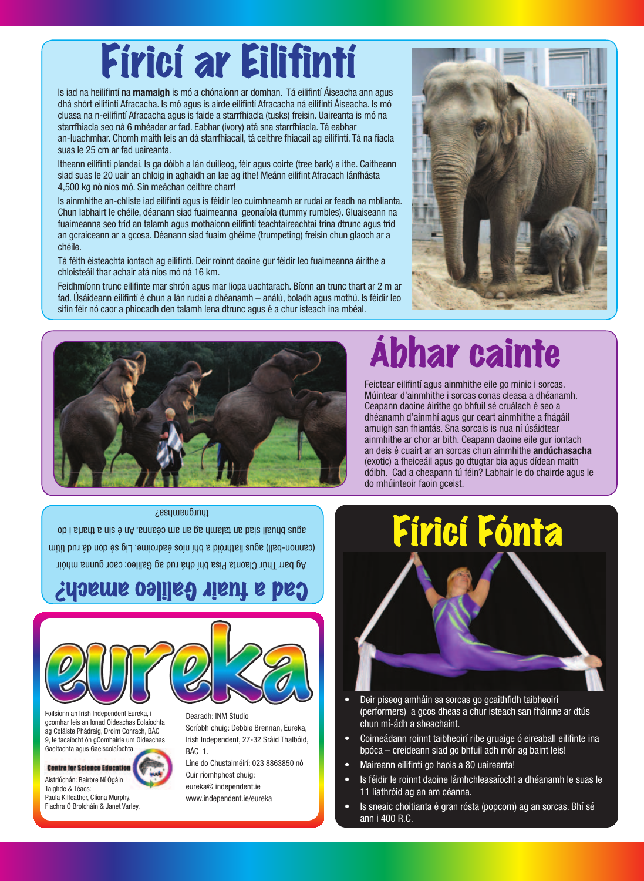# Fíricí ar Eilifintí

Is iad na heilifintí na **mamaigh** is mó a chónaíonn ar domhan. Tá eilifintí Áiseacha ann agus dhá shórt eilifintí Afracacha. Is mó agus is airde eilifintí Afracacha ná eilifintí Áiseacha. Is mó cluasa na n-eilifintí Afracacha agus is faide a starrfhiacla (tusks) freisin. Uaireanta is mó na starrfhiacla seo ná 6 mhéadar ar fad. Eabhar (ivory) atá sna starrfhiacla. Tá eabhar an-luachmhar. Chomh maith leis an dá starrfhiacail, tá ceithre fhiacail ag eilifintí. Tá na fiacla suas le 25 cm ar fad uaireanta.

Itheann eilifintí plandaí. Is ga dóibh a lán duilleog, féir agus coirte (tree bark) a ithe. Caitheann siad suas le 20 uair an chloig in aghaidh an lae ag ithe! Meánn eilifint Afracach lánfhásta 4,500 kg nó níos mó. Sin meáchan ceithre charr!

Is ainmhithe an-chliste iad eilifintí agus is féidir leo cuimhneamh ar rudaí ar feadh na mblianta. Chun labhairt le chéile, déanann siad fuaimeanna geonaíola (tummy rumbles). Gluaiseann na fuaimeanna seo tríd an talamh agus mothaíonn eilifintí teachtaireachtaí trína dtrunc agus tríd an gcraiceann ar a gcosa. Déanann siad fuaim ghéime (trumpeting) freisin chun glaoch ar a chéile.

Tá féith éisteachta iontach ag eilifintí. Deir roinnt daoine gur féidir leo fuaimeanna áirithe a chloisteáil thar achair atá níos mó ná 16 km.

Feidhmíonn trunc eilifinte mar shrón agus mar liopa uachtarach. Bíonn an trunc thart ar 2 m ar fad. Úsáideann eilifintí é chun a lán rudaí a dhéanamh – análú, boladh agus mothú. Is féidir leo sifín féir nó caor a phiocadh den talamh lena dtrunc agus é a chur isteach ina mbéal.

# Ábhar cainte

Feictear eilifintí agus ainmhithe eile go minic i sorcas. Múintear d'ainmhithe i sorcas conas cleasa a dhéanamh. Ceapann daoine áirithe go bhfuil sé cruálach é seo a dhéanamh d'ainmhí agus gur ceart ainmhithe a fhágáil amuigh san fhiantás. Sna sorcais is nua ní úsáidtear ainmhithe ar chor ar bith. Ceapann daoine eile gur iontach an deis é cuairt ar an sorcas chun ainmhithe **andúchasacha** (exotic) a fheiceáil agus go dtugtar bia agus dídean maith dóibh. Cad a cheapann tú féin? Labhair le do chairde agus le do mhúinteoir faoin gceist.

# Cad a fuair Galileo amach?

Ag barr Thúr Claonta Pisa bhí dhá rud ag Galileo: caor gunna mhóir (cannon-ball) agus liathróid a bhí níos éadroime. Lig sé don dá rud titim agus bhuail siad an talamh ag an am céanna. An é sin a tharla i do thurgnamh(sa)?

# Fíricí Fónta

- Deir piseog amháin sa sorcas go gcaithfidh taibheoirí (performers) a gcos dheas a chur isteach san fháinne ar dtús chun mí-ádh a sheachaint.
- Coimeádann roinnt taibheoirí ribe gruaige ó eireaball eilifinte ina bpóca – creideann siad go bhfuil adh mór ag baint leis!
- Maireann eilifintí go haois a 80 uaireanta!
- Is féidir le roinnt daoine lámhchleasaíocht a dhéanamh le suas le 11 liathróid ag an am céanna.
- Is sneaic choitianta é gran rósta (popcorn) ag an sorcas. Bhí sé ann i 400 R.C.

# eureka

Foilsíonn an Irish Independent Eureka, i gcomhar leis an Ionad Oideachas Eolaíochta ag Coláiste Phádraig, Droim Conrach, BÁC 9, le tacaíocht ón gComhairle um Oideachas Gaeltachta agus Gaelscolaíochta.

Centre for Science Education

Aistriúchán: Bairbre Ní Ógáin
Taighde & Téacs:
Paula Kilfeather, Clíona Murphy, Fiachra Ó Brolcháin & Janet Varley.

Dearadh: INM Studio
Scríobh chuig: Debbie Brennan, Eureka, Irish Independent, 27-32 Sráid Thalbóid, BÁC 1.
Líne do Chustaiméirí: 023 8863850 nó
Cuir ríomhphost chuig:
eureka@ independent.ie
www.independent.ie/eureka